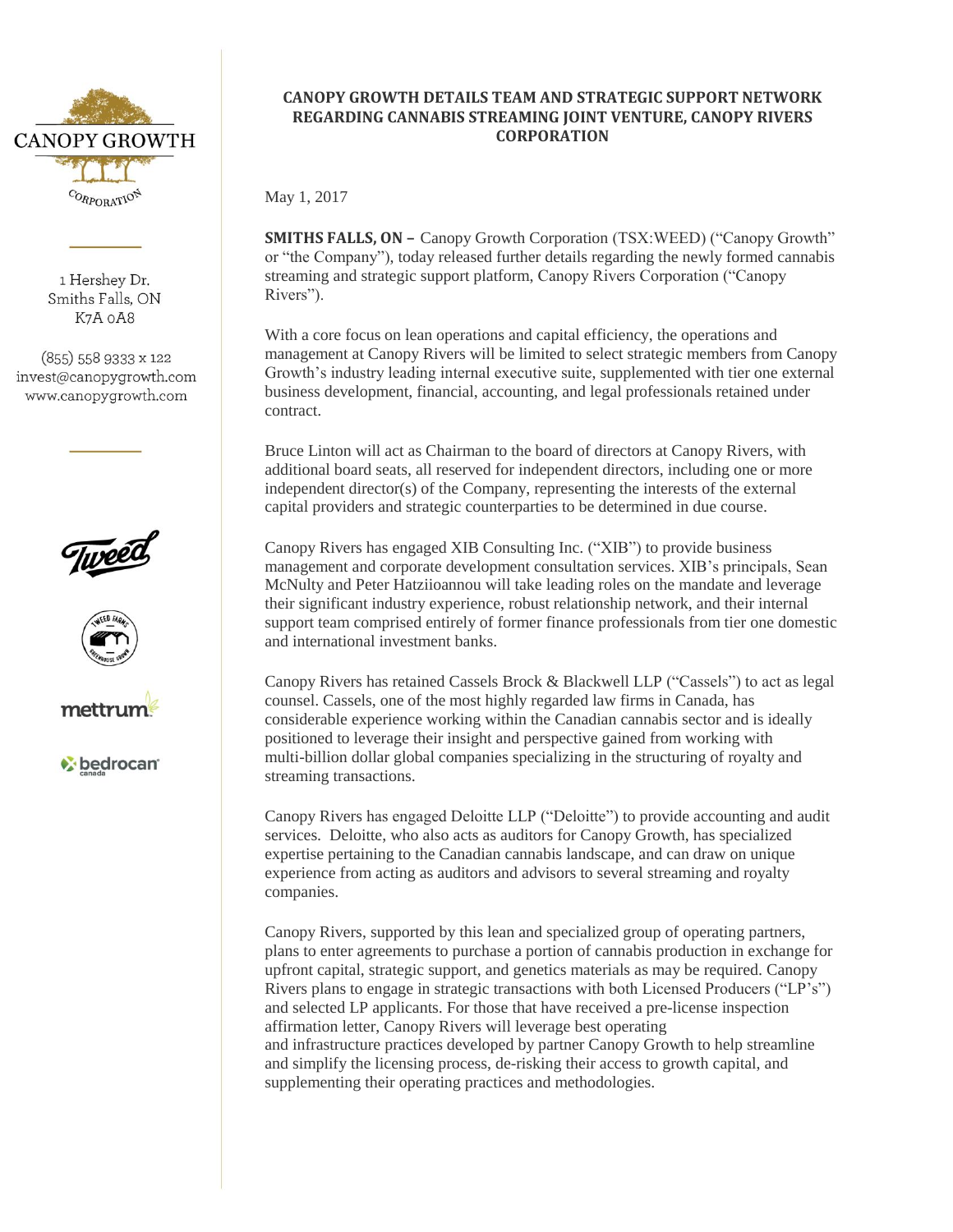CANOPY GROWTH CORPORATION

1 Hershey Dr.
Smiths Falls, ON
K7A 0A8

(855) 558 9333 x 122
invest@canopygrowth.com
www.canopygrowth.com

# CANOPY GROWTH DETAILS TEAM AND STRATEGIC SUPPORT NETWORK REGARDING CANNABIS STREAMING JOINT VENTURE, CANOPY RIVERS CORPORATION

May 1, 2017

**SMITHS FALLS, ON –** Canopy Growth Corporation (TSX:WEED) ("Canopy Growth" or "the Company"), today released further details regarding the newly formed cannabis streaming and strategic support platform, Canopy Rivers Corporation ("Canopy Rivers").

With a core focus on lean operations and capital efficiency, the operations and management at Canopy Rivers will be limited to select strategic members from Canopy Growth's industry leading internal executive suite, supplemented with tier one external business development, financial, accounting, and legal professionals retained under contract.

Bruce Linton will act as Chairman to the board of directors at Canopy Rivers, with additional board seats, all reserved for independent directors, including one or more independent director(s) of the Company, representing the interests of the external capital providers and strategic counterparties to be determined in due course.

Canopy Rivers has engaged XIB Consulting Inc. ("XIB") to provide business management and corporate development consultation services. XIB's principals, Sean McNulty and Peter Hatziioannou will take leading roles on the mandate and leverage their significant industry experience, robust relationship network, and their internal support team comprised entirely of former finance professionals from tier one domestic and international investment banks.

Canopy Rivers has retained Cassels Brock & Blackwell LLP ("Cassels") to act as legal counsel. Cassels, one of the most highly regarded law firms in Canada, has considerable experience working within the Canadian cannabis sector and is ideally positioned to leverage their insight and perspective gained from working with multi-billion dollar global companies specializing in the structuring of royalty and streaming transactions.

Canopy Rivers has engaged Deloitte LLP ("Deloitte") to provide accounting and audit services. Deloitte, who also acts as auditors for Canopy Growth, has specialized expertise pertaining to the Canadian cannabis landscape, and can draw on unique experience from acting as auditors and advisors to several streaming and royalty companies.

Canopy Rivers, supported by this lean and specialized group of operating partners, plans to enter agreements to purchase a portion of cannabis production in exchange for upfront capital, strategic support, and genetics materials as may be required. Canopy Rivers plans to engage in strategic transactions with both Licensed Producers ("LP's") and selected LP applicants. For those that have received a pre-license inspection affirmation letter, Canopy Rivers will leverage best operating and infrastructure practices developed by partner Canopy Growth to help streamline and simplify the licensing process, de-risking their access to growth capital, and supplementing their operating practices and methodologies.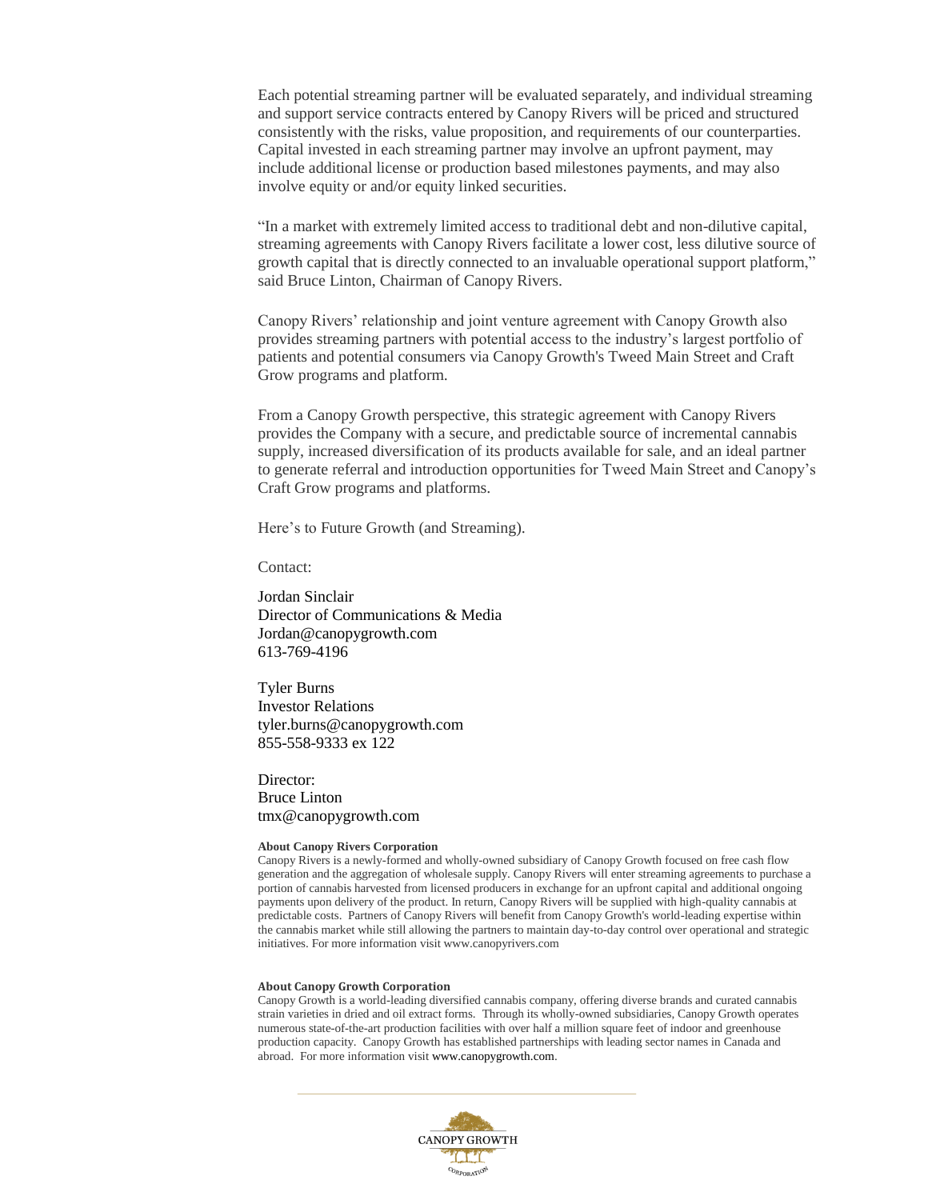Each potential streaming partner will be evaluated separately, and individual streaming and support service contracts entered by Canopy Rivers will be priced and structured consistently with the risks, value proposition, and requirements of our counterparties. Capital invested in each streaming partner may involve an upfront payment, may include additional license or production based milestones payments, and may also involve equity or and/or equity linked securities.

"In a market with extremely limited access to traditional debt and non-dilutive capital, streaming agreements with Canopy Rivers facilitate a lower cost, less dilutive source of growth capital that is directly connected to an invaluable operational support platform," said Bruce Linton, Chairman of Canopy Rivers.

Canopy Rivers' relationship and joint venture agreement with Canopy Growth also provides streaming partners with potential access to the industry's largest portfolio of patients and potential consumers via Canopy Growth's Tweed Main Street and Craft Grow programs and platform.

From a Canopy Growth perspective, this strategic agreement with Canopy Rivers provides the Company with a secure, and predictable source of incremental cannabis supply, increased diversification of its products available for sale, and an ideal partner to generate referral and introduction opportunities for Tweed Main Street and Canopy's Craft Grow programs and platforms.

Here's to Future Growth (and Streaming).

Contact:

Jordan Sinclair
Director of Communications & Media
Jordan@canopygrowth.com
613-769-4196

Tyler Burns
Investor Relations
tyler.burns@canopygrowth.com
855-558-9333 ex 122

Director:
Bruce Linton
tmx@canopygrowth.com

**About Canopy Rivers Corporation**

Canopy Rivers is a newly-formed and wholly-owned subsidiary of Canopy Growth focused on free cash flow generation and the aggregation of wholesale supply. Canopy Rivers will enter streaming agreements to purchase a portion of cannabis harvested from licensed producers in exchange for an upfront capital and additional ongoing payments upon delivery of the product. In return, Canopy Rivers will be supplied with high-quality cannabis at predictable costs. Partners of Canopy Rivers will benefit from Canopy Growth's world-leading expertise within the cannabis market while still allowing the partners to maintain day-to-day control over operational and strategic initiatives. For more information visit www.canopyrivers.com

**About Canopy Growth Corporation**

Canopy Growth is a world-leading diversified cannabis company, offering diverse brands and curated cannabis strain varieties in dried and oil extract forms. Through its wholly-owned subsidiaries, Canopy Growth operates numerous state-of-the-art production facilities with over half a million square feet of indoor and greenhouse production capacity. Canopy Growth has established partnerships with leading sector names in Canada and abroad. For more information visit www.canopygrowth.com.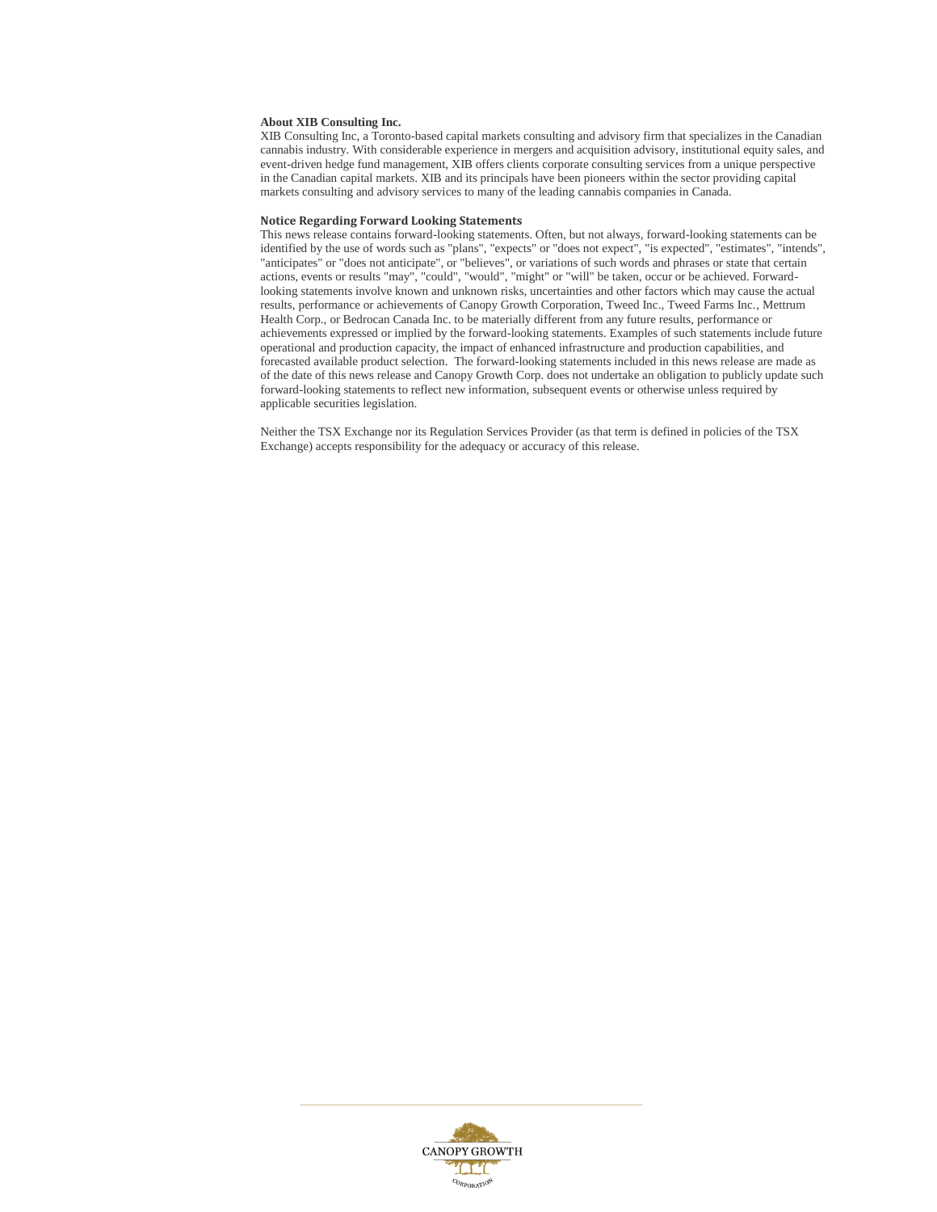**About XIB Consulting Inc.**
XIB Consulting Inc, a Toronto-based capital markets consulting and advisory firm that specializes in the Canadian cannabis industry. With considerable experience in mergers and acquisition advisory, institutional equity sales, and event-driven hedge fund management, XIB offers clients corporate consulting services from a unique perspective in the Canadian capital markets. XIB and its principals have been pioneers within the sector providing capital markets consulting and advisory services to many of the leading cannabis companies in Canada.

**Notice Regarding Forward Looking Statements**
This news release contains forward-looking statements. Often, but not always, forward-looking statements can be identified by the use of words such as "plans", "expects" or "does not expect", "is expected", "estimates", "intends", "anticipates" or "does not anticipate", or "believes", or variations of such words and phrases or state that certain actions, events or results "may", "could", "would", "might" or "will" be taken, occur or be achieved. Forward-looking statements involve known and unknown risks, uncertainties and other factors which may cause the actual results, performance or achievements of Canopy Growth Corporation, Tweed Inc., Tweed Farms Inc., Mettrum Health Corp., or Bedrocan Canada Inc. to be materially different from any future results, performance or achievements expressed or implied by the forward-looking statements. Examples of such statements include future operational and production capacity, the impact of enhanced infrastructure and production capabilities, and forecasted available product selection. The forward-looking statements included in this news release are made as of the date of this news release and Canopy Growth Corp. does not undertake an obligation to publicly update such forward-looking statements to reflect new information, subsequent events or otherwise unless required by applicable securities legislation.

Neither the TSX Exchange nor its Regulation Services Provider (as that term is defined in policies of the TSX Exchange) accepts responsibility for the adequacy or accuracy of this release.